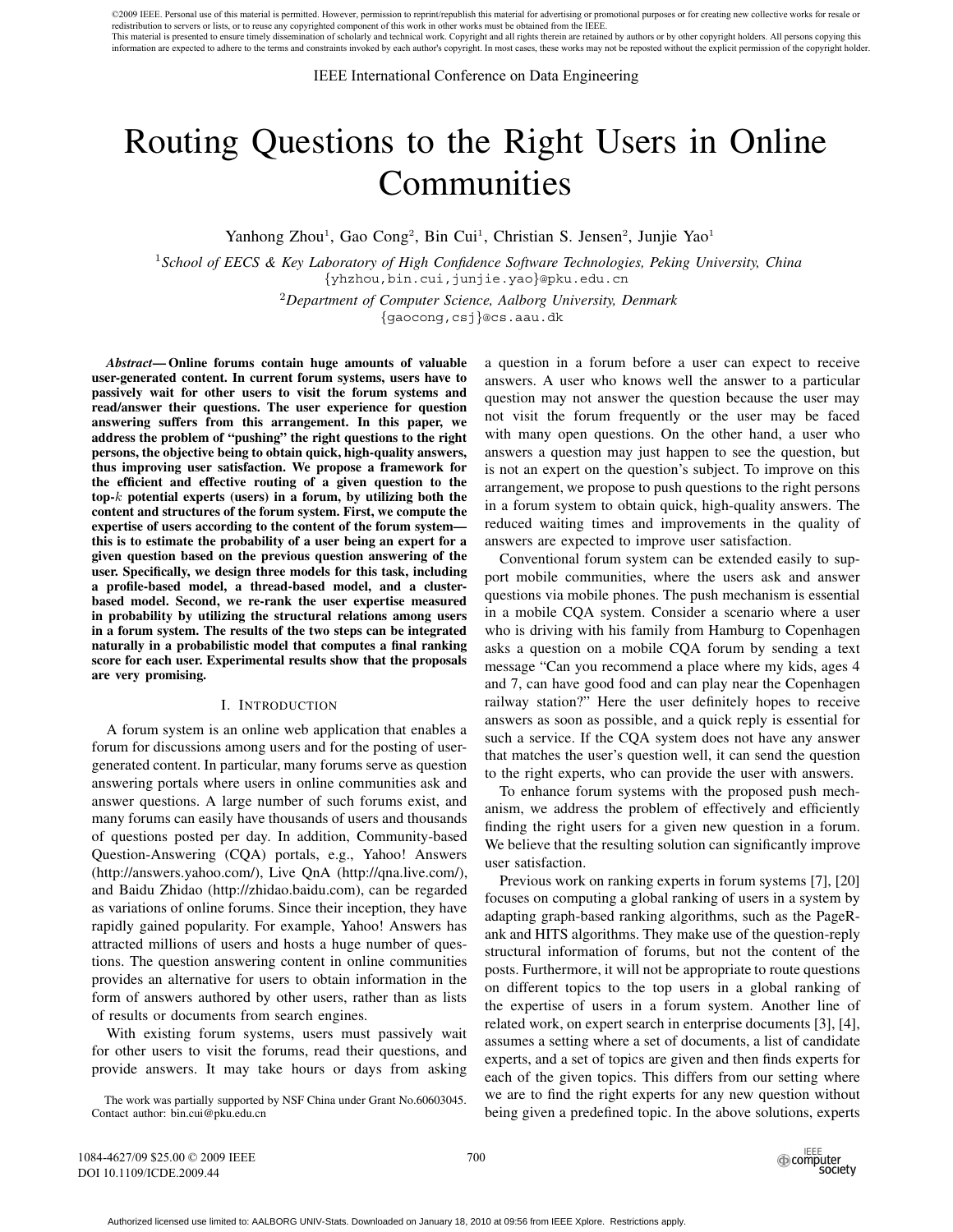©2009 IEEE. Personal use of this material is permitted. However, permission to reprint/republish this material for advertising or promotional purposes or for creating new collective works for resale or redistribution to servers or lists, or to reuse any copyrighted component of this work in other works must be obtained from the IEEE.
This material is presented to ensure timely dissemination of scholarly and technical work. Copyright and all rights therein are retained by authors or by other copyright holders. All persons copying this information are expected to adhere to the terms and constraints invoked by each author's copyright. In most cases, these works may not be reposted without the explicit permission of the copyright holder.

IEEE International Conference on Data Engineering

# Routing Questions to the Right Users in Online Communities

Yanhong Zhou[1], Gao Cong[2], Bin Cui[1], Christian S. Jensen[2], Junjie Yao[1]

[1]*School of EECS & Key Laboratory of High Confidence Software Technologies, Peking University, China*
{yhzhou,bin.cui,junjie.yao}@pku.edu.cn

[2]*Department of Computer Science, Aalborg University, Denmark*
{gaocong,csj}@cs.aau.dk

***Abstract*— Online forums contain huge amounts of valuable user-generated content. In current forum systems, users have to passively wait for other users to visit the forum systems and read/answer their questions. The user experience for question answering suffers from this arrangement. In this paper, we address the problem of "pushing" the right questions to the right persons, the objective being to obtain quick, high-quality answers, thus improving user satisfaction. We propose a framework for the efficient and effective routing of a given question to the top-$k$ potential experts (users) in a forum, by utilizing both the content and structures of the forum system. First, we compute the expertise of users according to the content of the forum system—this is to estimate the probability of a user being an expert for a given question based on the previous question answering of the user. Specifically, we design three models for this task, including a profile-based model, a thread-based model, and a cluster-based model. Second, we re-rank the user expertise measured in probability by utilizing the structural relations among users in a forum system. The results of the two steps can be integrated naturally in a probabilistic model that computes a final ranking score for each user. Experimental results show that the proposals are very promising.**

## I. Introduction

A forum system is an online web application that enables a forum for discussions among users and for the posting of user-generated content. In particular, many forums serve as question answering portals where users in online communities ask and answer questions. A large number of such forums exist, and many forums can easily have thousands of users and thousands of questions posted per day. In addition, Community-based Question-Answering (CQA) portals, e.g., Yahoo! Answers (http://answers.yahoo.com/), Live QnA (http://qna.live.com/), and Baidu Zhidao (http://zhidao.baidu.com), can be regarded as variations of online forums. Since their inception, they have rapidly gained popularity. For example, Yahoo! Answers has attracted millions of users and hosts a huge number of questions. The question answering content in online communities provides an alternative for users to obtain information in the form of answers authored by other users, rather than as lists of results or documents from search engines.

With existing forum systems, users must passively wait for other users to visit the forums, read their questions, and provide answers. It may take hours or days from asking a question in a forum before a user can expect to receive answers. A user who knows well the answer to a particular question may not answer the question because the user may not visit the forum frequently or the user may be faced with many open questions. On the other hand, a user who answers a question may just happen to see the question, but is not an expert on the question's subject. To improve on this arrangement, we propose to push questions to the right persons in a forum system to obtain quick, high-quality answers. The reduced waiting times and improvements in the quality of answers are expected to improve user satisfaction.

Conventional forum system can be extended easily to support mobile communities, where the users ask and answer questions via mobile phones. The push mechanism is essential in a mobile CQA system. Consider a scenario where a user who is driving with his family from Hamburg to Copenhagen asks a question on a mobile CQA forum by sending a text message "Can you recommend a place where my kids, ages 4 and 7, can have good food and can play near the Copenhagen railway station?" Here the user definitely hopes to receive answers as soon as possible, and a quick reply is essential for such a service. If the CQA system does not have any answer that matches the user's question well, it can send the question to the right experts, who can provide the user with answers.

To enhance forum systems with the proposed push mechanism, we address the problem of effectively and efficiently finding the right users for a given new question in a forum. We believe that the resulting solution can significantly improve user satisfaction.

Previous work on ranking experts in forum systems [7], [20] focuses on computing a global ranking of users in a system by adapting graph-based ranking algorithms, such as the PageRank and HITS algorithms. They make use of the question-reply structural information of forums, but not the content of the posts. Furthermore, it will not be appropriate to route questions on different topics to the top users in a global ranking of the expertise of users in a forum system. Another line of related work, on expert search in enterprise documents [3], [4], assumes a setting where a set of documents, a list of candidate experts, and a set of topics are given and then finds experts for each of the given topics. This differs from our setting where we are to find the right experts for any new question without being given a predefined topic. In the above solutions, experts

The work was partially supported by NSF China under Grant No.60603045. Contact author: bin.cui@pku.edu.cn

1084-4627/09 $25.00 © 2009 IEEE
DOI 10.1109/ICDE.2009.44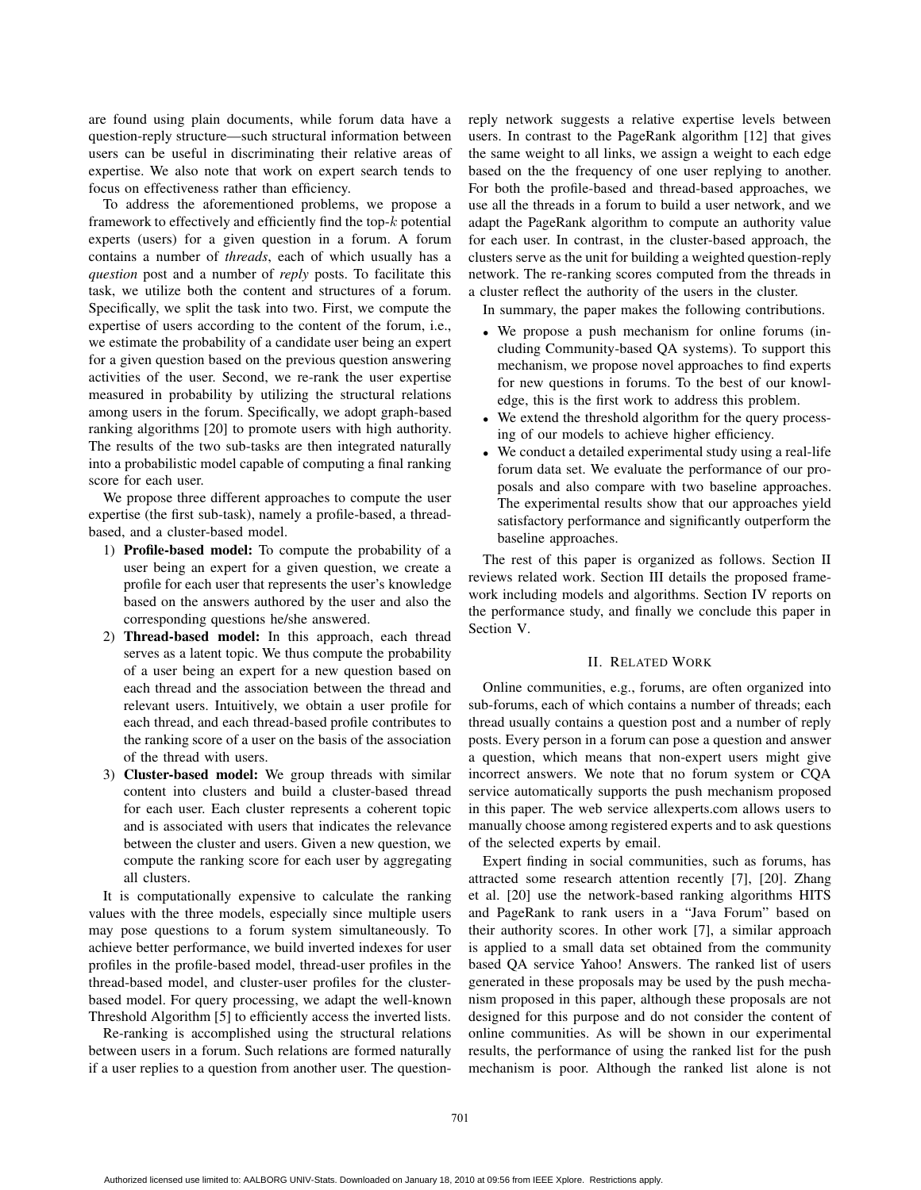are found using plain documents, while forum data have a question-reply structure—such structural information between users can be useful in discriminating their relative areas of expertise. We also note that work on expert search tends to focus on effectiveness rather than efficiency.

To address the aforementioned problems, we propose a framework to effectively and efficiently find the top-$k$ potential experts (users) for a given question in a forum. A forum contains a number of *threads*, each of which usually has a *question* post and a number of *reply* posts. To facilitate this task, we utilize both the content and structures of a forum. Specifically, we split the task into two. First, we compute the expertise of users according to the content of the forum, i.e., we estimate the probability of a candidate user being an expert for a given question based on the previous question answering activities of the user. Second, we re-rank the user expertise measured in probability by utilizing the structural relations among users in the forum. Specifically, we adopt graph-based ranking algorithms [20] to promote users with high authority. The results of the two sub-tasks are then integrated naturally into a probabilistic model capable of computing a final ranking score for each user.

We propose three different approaches to compute the user expertise (the first sub-task), namely a profile-based, a thread-based, and a cluster-based model.

1) **Profile-based model:** To compute the probability of a user being an expert for a given question, we create a profile for each user that represents the user's knowledge based on the answers authored by the user and also the corresponding questions he/she answered.
2) **Thread-based model:** In this approach, each thread serves as a latent topic. We thus compute the probability of a user being an expert for a new question based on each thread and the association between the thread and relevant users. Intuitively, we obtain a user profile for each thread, and each thread-based profile contributes to the ranking score of a user on the basis of the association of the thread with users.
3) **Cluster-based model:** We group threads with similar content into clusters and build a cluster-based thread for each user. Each cluster represents a coherent topic and is associated with users that indicates the relevance between the cluster and users. Given a new question, we compute the ranking score for each user by aggregating all clusters.

It is computationally expensive to calculate the ranking values with the three models, especially since multiple users may pose questions to a forum system simultaneously. To achieve better performance, we build inverted indexes for user profiles in the profile-based model, thread-user profiles in the thread-based model, and cluster-user profiles for the cluster-based model. For query processing, we adapt the well-known Threshold Algorithm [5] to efficiently access the inverted lists.

Re-ranking is accomplished using the structural relations between users in a forum. Such relations are formed naturally if a user replies to a question from another user. The question-reply network suggests a relative expertise levels between users. In contrast to the PageRank algorithm [12] that gives the same weight to all links, we assign a weight to each edge based on the the frequency of one user replying to another. For both the profile-based and thread-based approaches, we use all the threads in a forum to build a user network, and we adapt the PageRank algorithm to compute an authority value for each user. In contrast, in the cluster-based approach, the clusters serve as the unit for building a weighted question-reply network. The re-ranking scores computed from the threads in a cluster reflect the authority of the users in the cluster.

In summary, the paper makes the following contributions.

- We propose a push mechanism for online forums (including Community-based QA systems). To support this mechanism, we propose novel approaches to find experts for new questions in forums. To the best of our knowledge, this is the first work to address this problem.
- We extend the threshold algorithm for the query processing of our models to achieve higher efficiency.
- We conduct a detailed experimental study using a real-life forum data set. We evaluate the performance of our proposals and also compare with two baseline approaches. The experimental results show that our approaches yield satisfactory performance and significantly outperform the baseline approaches.

The rest of this paper is organized as follows. Section II reviews related work. Section III details the proposed framework including models and algorithms. Section IV reports on the performance study, and finally we conclude this paper in Section V.

## II. Related Work

Online communities, e.g., forums, are often organized into sub-forums, each of which contains a number of threads; each thread usually contains a question post and a number of reply posts. Every person in a forum can pose a question and answer a question, which means that non-expert users might give incorrect answers. We note that no forum system or CQA service automatically supports the push mechanism proposed in this paper. The web service allexperts.com allows users to manually choose among registered experts and to ask questions of the selected experts by email.

Expert finding in social communities, such as forums, has attracted some research attention recently [7], [20]. Zhang et al. [20] use the network-based ranking algorithms HITS and PageRank to rank users in a "Java Forum" based on their authority scores. In other work [7], a similar approach is applied to a small data set obtained from the community based QA service Yahoo! Answers. The ranked list of users generated in these proposals may be used by the push mechanism proposed in this paper, although these proposals are not designed for this purpose and do not consider the content of online communities. As will be shown in our experimental results, the performance of using the ranked list for the push mechanism is poor. Although the ranked list alone is not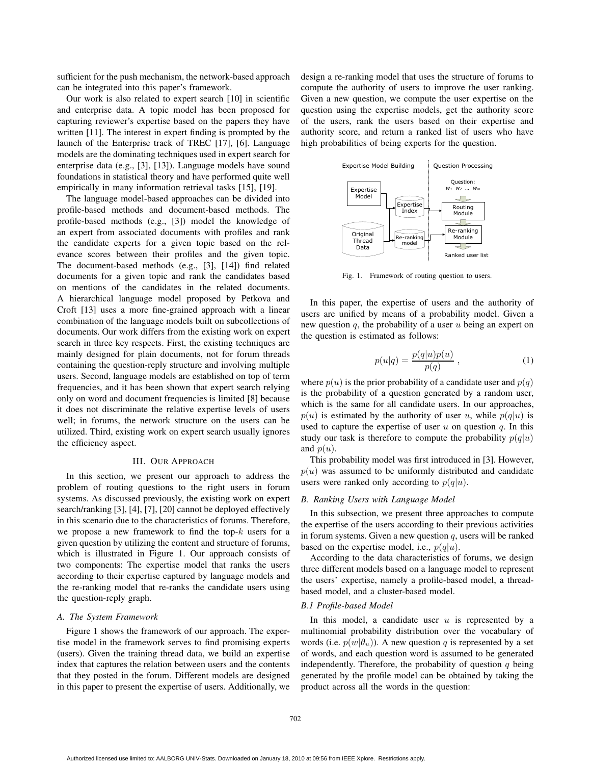sufficient for the push mechanism, the network-based approach can be integrated into this paper's framework.

Our work is also related to expert search [10] in scientific and enterprise data. A topic model has been proposed for capturing reviewer's expertise based on the papers they have written [11]. The interest in expert finding is prompted by the launch of the Enterprise track of TREC [17], [6]. Language models are the dominating techniques used in expert search for enterprise data (e.g., [3], [13]). Language models have sound foundations in statistical theory and have performed quite well empirically in many information retrieval tasks [15], [19].

The language model-based approaches can be divided into profile-based methods and document-based methods. The profile-based methods (e.g., [3]) model the knowledge of an expert from associated documents with profiles and rank the candidate experts for a given topic based on the relevance scores between their profiles and the given topic. The document-based methods (e.g., [3], [14]) find related documents for a given topic and rank the candidates based on mentions of the candidates in the related documents. A hierarchical language model proposed by Petkova and Croft [13] uses a more fine-grained approach with a linear combination of the language models built on subcollections of documents. Our work differs from the existing work on expert search in three key respects. First, the existing techniques are mainly designed for plain documents, not for forum threads containing the question-reply structure and involving multiple users. Second, language models are established on top of term frequencies, and it has been shown that expert search relying only on word and document frequencies is limited [8] because it does not discriminate the relative expertise levels of users well; in forums, the network structure on the users can be utilized. Third, existing work on expert search usually ignores the efficiency aspect.

## III. Our Approach

In this section, we present our approach to address the problem of routing questions to the right users in forum systems. As discussed previously, the existing work on expert search/ranking [3], [4], [7], [20] cannot be deployed effectively in this scenario due to the characteristics of forums. Therefore, we propose a new framework to find the top-$k$ users for a given question by utilizing the content and structure of forums, which is illustrated in Figure 1. Our approach consists of two components: The expertise model that ranks the users according to their expertise captured by language models and the re-ranking model that re-ranks the candidate users using the question-reply graph.

### *A. The System Framework*

Figure 1 shows the framework of our approach. The expertise model in the framework serves to find promising experts (users). Given the training thread data, we build an expertise index that captures the relation between users and the contents that they posted in the forum. Different models are designed in this paper to present the expertise of users. Additionally, we design a re-ranking model that uses the structure of forums to compute the authority of users to improve the user ranking. Given a new question, we compute the user expertise on the question using the expertise models, get the authority score of the users, rank the users based on their expertise and authority score, and return a ranked list of users who have high probabilities of being experts for the question.

Fig. 1. Framework of routing question to users.

In this paper, the expertise of users and the authority of users are unified by means of a probability model. Given a new question $q$, the probability of a user $u$ being an expert on the question is estimated as follows:

$$p(u|q) = \frac{p(q|u)p(u)}{p(q)}\ , \qquad (1)$$

where $p(u)$ is the prior probability of a candidate user and $p(q)$ is the probability of a question generated by a random user, which is the same for all candidate users. In our approaches, $p(u)$ is estimated by the authority of user $u$, while $p(q|u)$ is used to capture the expertise of user $u$ on question $q$. In this study our task is therefore to compute the probability $p(q|u)$ and $p(u)$.

This probability model was first introduced in [3]. However, $p(u)$ was assumed to be uniformly distributed and candidate users were ranked only according to $p(q|u)$.

### *B. Ranking Users with Language Model*

In this subsection, we present three approaches to compute the expertise of the users according to their previous activities in forum systems. Given a new question $q$, users will be ranked based on the expertise model, i.e., $p(q|u)$.

According to the data characteristics of forums, we design three different models based on a language model to represent the users' expertise, namely a profile-based model, a thread-based model, and a cluster-based model.

#### *B.1 Profile-based Model*

In this model, a candidate user $u$ is represented by a multinomial probability distribution over the vocabulary of words (i.e. $p(w|\theta_u)$). A new question $q$ is represented by a set of words, and each question word is assumed to be generated independently. Therefore, the probability of question $q$ being generated by the profile model can be obtained by taking the product across all the words in the question: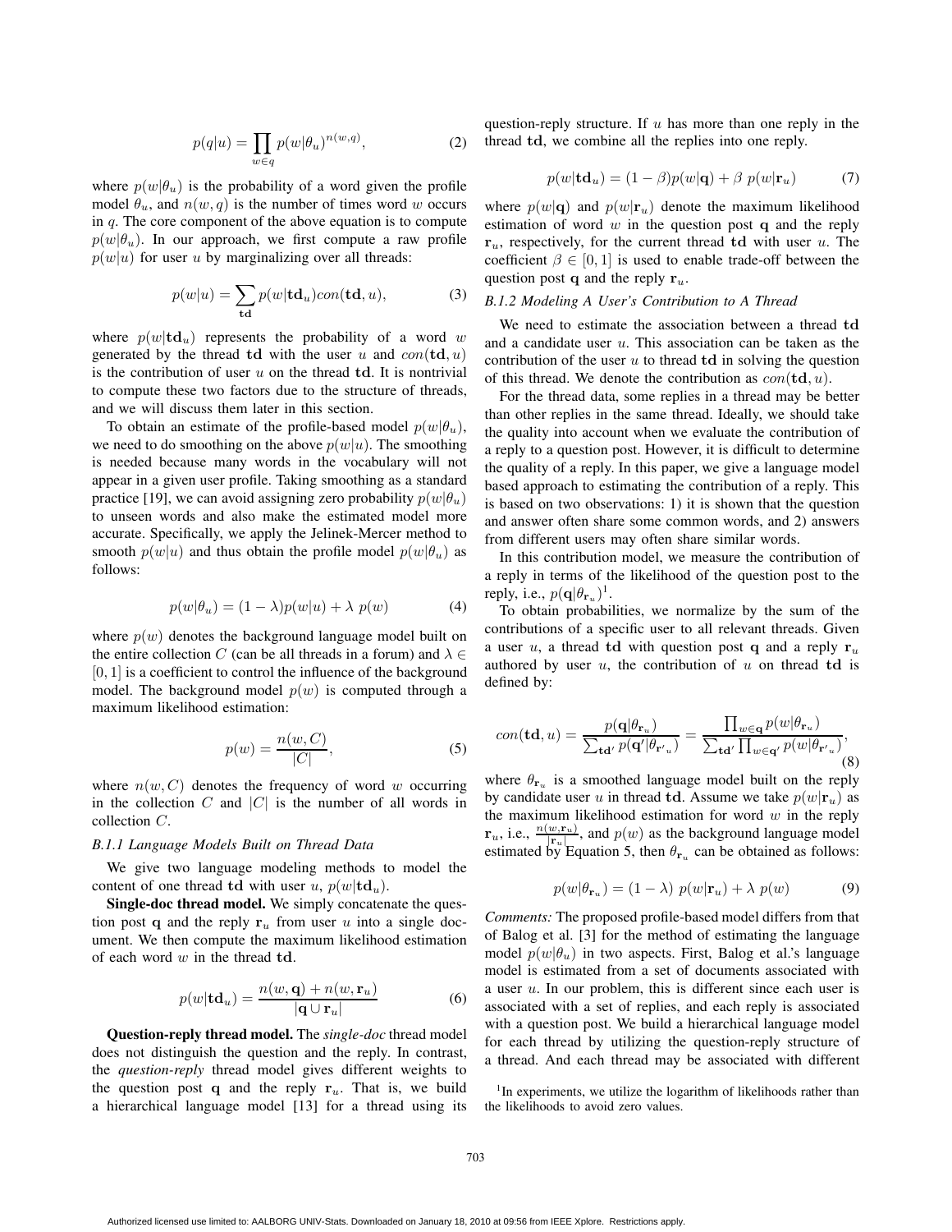$$p(q|u) = \prod_{w \in q} p(w|\theta_u)^{n(w,q)}, \quad (2)$$

where $p(w|\theta_u)$ is the probability of a word given the profile model $\theta_u$, and $n(w, q)$ is the number of times word $w$ occurs in $q$. The core component of the above equation is to compute $p(w|\theta_u)$. In our approach, we first compute a raw profile $p(w|u)$ for user $u$ by marginalizing over all threads:

$$p(w|u) = \sum_{\mathbf{td}} p(w|\mathbf{td}_u) con(\mathbf{td}, u), \quad (3)$$

where $p(w|\mathbf{td}_u)$ represents the probability of a word $w$ generated by the thread $\mathbf{td}$ with the user $u$ and $con(\mathbf{td}, u)$ is the contribution of user $u$ on the thread $\mathbf{td}$. It is nontrivial to compute these two factors due to the structure of threads, and we will discuss them later in this section.

To obtain an estimate of the profile-based model $p(w|\theta_u)$, we need to do smoothing on the above $p(w|u)$. The smoothing is needed because many words in the vocabulary will not appear in a given user profile. Taking smoothing as a standard practice [19], we can avoid assigning zero probability $p(w|\theta_u)$ to unseen words and also make the estimated model more accurate. Specifically, we apply the Jelinek-Mercer method to smooth $p(w|u)$ and thus obtain the profile model $p(w|\theta_u)$ as follows:

$$p(w|\theta_u) = (1 - \lambda)p(w|u) + \lambda\ p(w) \quad (4)$$

where $p(w)$ denotes the background language model built on the entire collection $C$ (can be all threads in a forum) and $\lambda \in [0, 1]$ is a coefficient to control the influence of the background model. The background model $p(w)$ is computed through a maximum likelihood estimation:

$$p(w) = \frac{n(w, C)}{|C|}, \quad (5)$$

where $n(w, C)$ denotes the frequency of word $w$ occurring in the collection $C$ and $|C|$ is the number of all words in collection $C$.

*B.1.1 Language Models Built on Thread Data*

We give two language modeling methods to model the content of one thread $\mathbf{td}$ with user $u$, $p(w|\mathbf{td}_u)$.

**Single-doc thread model.** We simply concatenate the question post $\mathbf{q}$ and the reply $\mathbf{r}_u$ from user $u$ into a single document. We then compute the maximum likelihood estimation of each word $w$ in the thread $\mathbf{td}$.

$$p(w|\mathbf{td}_u) = \frac{n(w, \mathbf{q}) + n(w, \mathbf{r}_u)}{|\mathbf{q} \cup \mathbf{r}_u|} \quad (6)$$

**Question-reply thread model.** The *single-doc* thread model does not distinguish the question and the reply. In contrast, the *question-reply* thread model gives different weights to the question post $\mathbf{q}$ and the reply $\mathbf{r}_u$. That is, we build a hierarchical language model [13] for a thread using its question-reply structure. If $u$ has more than one reply in the thread $\mathbf{td}$, we combine all the replies into one reply.

$$p(w|\mathbf{td}_u) = (1 - \beta)p(w|\mathbf{q}) + \beta\ p(w|\mathbf{r}_u) \quad (7)$$

where $p(w|\mathbf{q})$ and $p(w|\mathbf{r}_u)$ denote the maximum likelihood estimation of word $w$ in the question post $\mathbf{q}$ and the reply $\mathbf{r}_u$, respectively, for the current thread $\mathbf{td}$ with user $u$. The coefficient $\beta \in [0, 1]$ is used to enable trade-off between the question post $\mathbf{q}$ and the reply $\mathbf{r}_u$.

*B.1.2 Modeling A User's Contribution to A Thread*

We need to estimate the association between a thread $\mathbf{td}$ and a candidate user $u$. This association can be taken as the contribution of the user $u$ to thread $\mathbf{td}$ in solving the question of this thread. We denote the contribution as $con(\mathbf{td}, u)$.

For the thread data, some replies in a thread may be better than other replies in the same thread. Ideally, we should take the quality into account when we evaluate the contribution of a reply to a question post. However, it is difficult to determine the quality of a reply. In this paper, we give a language model based approach to estimating the contribution of a reply. This is based on two observations: 1) it is shown that the question and answer often share some common words, and 2) answers from different users may often share similar words.

In this contribution model, we measure the contribution of a reply in terms of the likelihood of the question post to the reply, i.e., $p(\mathbf{q}|\theta_{\mathbf{r}_u})$[1].

To obtain probabilities, we normalize by the sum of the contributions of a specific user to all relevant threads. Given a user $u$, a thread $\mathbf{td}$ with question post $\mathbf{q}$ and a reply $\mathbf{r}_u$ authored by user $u$, the contribution of $u$ on thread $\mathbf{td}$ is defined by:

$$con(\mathbf{td}, u) = \frac{p(\mathbf{q}|\theta_{\mathbf{r}_u})}{\sum_{\mathbf{td}'} p(\mathbf{q}'|\theta_{\mathbf{r}'_u})} = \frac{\prod_{w \in \mathbf{q}} p(w|\theta_{\mathbf{r}_u})}{\sum_{\mathbf{td}'} \prod_{w \in \mathbf{q}'} p(w|\theta_{\mathbf{r}'_u})}, \quad (8)$$

where $\theta_{\mathbf{r}_u}$ is a smoothed language model built on the reply by candidate user $u$ in thread $\mathbf{td}$. Assume we take $p(w|\mathbf{r}_u)$ as the maximum likelihood estimation for word $w$ in the reply $\mathbf{r}_u$, i.e., $\frac{n(w,\mathbf{r}_u)}{|\mathbf{r}_u|}$, and $p(w)$ as the background language model estimated by Equation 5, then $\theta_{\mathbf{r}_u}$ can be obtained as follows:

$$p(w|\theta_{\mathbf{r}_u}) = (1 - \lambda)\ p(w|\mathbf{r}_u) + \lambda\ p(w) \quad (9)$$

*Comments:* The proposed profile-based model differs from that of Balog et al. [3] for the method of estimating the language model $p(w|\theta_u)$ in two aspects. First, Balog et al.'s language model is estimated from a set of documents associated with a user $u$. In our problem, this is different since each user is associated with a set of replies, and each reply is associated with a question post. We build a hierarchical language model for each thread by utilizing the question-reply structure of a thread. And each thread may be associated with different

[1] In experiments, we utilize the logarithm of likelihoods rather than the likelihoods to avoid zero values.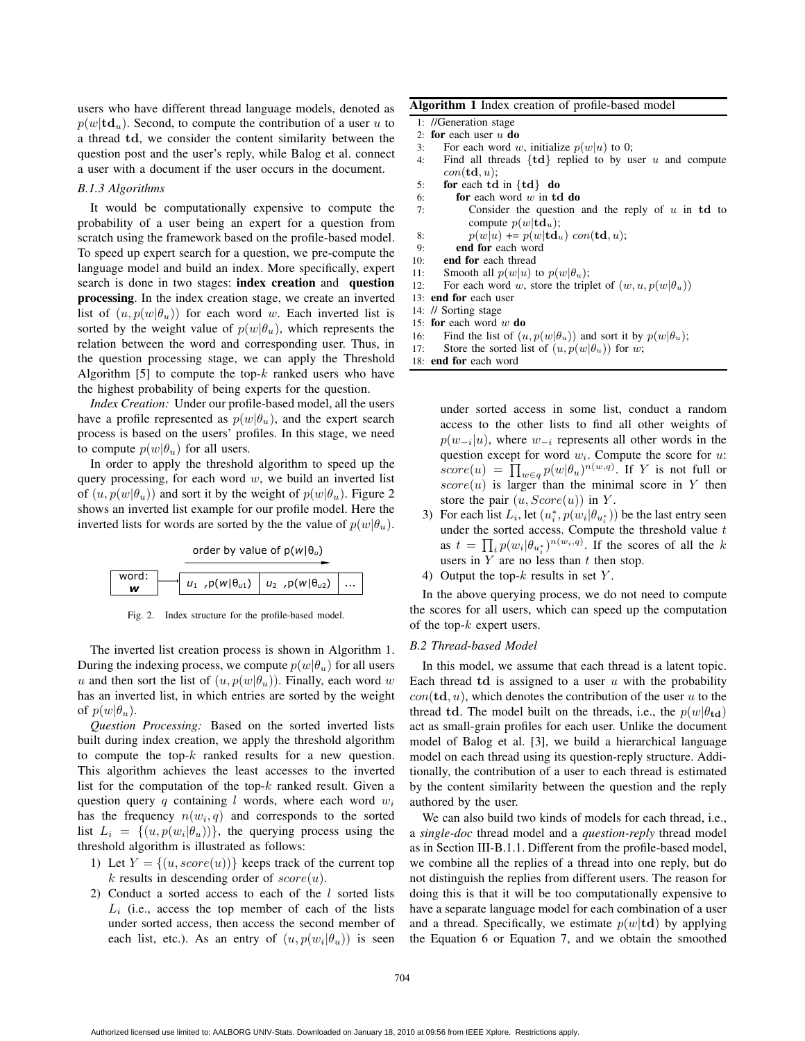users who have different thread language models, denoted as $p(w|\mathbf{td}_u)$. Second, to compute the contribution of a user $u$ to a thread $\mathbf{td}$, we consider the content similarity between the question post and the user's reply, while Balog et al. connect a user with a document if the user occurs in the document.

### *B.1.3 Algorithms*

It would be computationally expensive to compute the probability of a user being an expert for a question from scratch using the framework based on the profile-based model. To speed up expert search for a question, we pre-compute the language model and build an index. More specifically, expert search is done in two stages: **index creation** and **question processing**. In the index creation stage, we create an inverted list of $(u, p(w|\theta_u))$ for each word $w$. Each inverted list is sorted by the weight value of $p(w|\theta_u)$, which represents the relation between the word and corresponding user. Thus, in the question processing stage, we can apply the Threshold Algorithm [5] to compute the top-$k$ ranked users who have the highest probability of being experts for the question.

*Index Creation:* Under our profile-based model, all the users have a profile represented as $p(w|\theta_u)$, and the expert search process is based on the users' profiles. In this stage, we need to compute $p(w|\theta_u)$ for all users.

In order to apply the threshold algorithm to speed up the query processing, for each word $w$, we build an inverted list of $(u, p(w|\theta_u))$ and sort it by the weight of $p(w|\theta_u)$. Figure 2 shows an inverted list example for our profile model. Here the inverted lists for words are sorted by the the value of $p(w|\theta_u)$.

| word: $w$ | → | $u_1$, $p(w\|\theta_{u1})$ | $u_2$, $p(w\|\theta_{u2})$ | ... |
|---|---|---|---|---|

(order by value of $p(w|\theta_u)$ →)

Fig. 2. Index structure for the profile-based model.

The inverted list creation process is shown in Algorithm 1. During the indexing process, we compute $p(w|\theta_u)$ for all users $u$ and then sort the list of $(u, p(w|\theta_u))$. Finally, each word $w$ has an inverted list, in which entries are sorted by the weight of $p(w|\theta_u)$.

*Question Processing:* Based on the sorted inverted lists built during index creation, we apply the threshold algorithm to compute the top-$k$ ranked results for a new question. This algorithm achieves the least accesses to the inverted list for the computation of the top-$k$ ranked result. Given a question query $q$ containing $l$ words, where each word $w_i$ has the frequency $n(w_i, q)$ and corresponds to the sorted list $L_i = \{(u, p(w_i|\theta_u))\}$, the querying process using the threshold algorithm is illustrated as follows:

1) Let $Y = \{(u, score(u))\}$ keeps track of the current top $k$ results in descending order of $score(u)$.
2) Conduct a sorted access to each of the $l$ sorted lists $L_i$ (i.e., access the top member of each of the lists under sorted access, then access the second member of each list, etc.). As an entry of $(u, p(w_i|\theta_u))$ is seen under sorted access in some list, conduct a random access to the other lists to find all other weights of $p(w_{-i}|u)$, where $w_{-i}$ represents all other words in the question except for word $w_i$. Compute the score for $u$: $score(u) = \prod_{w \in q} p(w|\theta_u)^{n(w,q)}$. If $Y$ is not full or $score(u)$ is larger than the minimal score in $Y$ then store the pair $(u, Score(u))$ in $Y$.
3) For each list $L_i$, let $(u_i^*, p(w_i|\theta_{u_i^*}))$ be the last entry seen under the sorted access. Compute the threshold value $t$ as $t = \prod_i p(w_i|\theta_{u_i^*})^{n(w_i,q)}$. If the scores of all the $k$ users in $Y$ are no less than $t$ then stop.
4) Output the top-$k$ results in set $Y$.

**Algorithm 1** Index creation of profile-based model

```
1: //Generation stage
2: for each user u do
3:    For each word w, initialize p(w|u) to 0;
4:    Find all threads {td} replied to by user u and compute
      con(td, u);
5:    for each td in {td} do
6:       for each word w in td do
7:          Consider the question and the reply of u in td to
            compute p(w|td_u);
8:          p(w|u) += p(w|td_u) con(td, u);
9:       end for each word
10:   end for each thread
11:   Smooth all p(w|u) to p(w|θ_u);
12:   For each word w, store the triplet of (w, u, p(w|θ_u))
13: end for each user
14: // Sorting stage
15: for each word w do
16:   Find the list of (u, p(w|θ_u)) and sort it by p(w|θ_u);
17:   Store the sorted list of (u, p(w|θ_u)) for w;
18: end for each word
```

In the above querying process, we do not need to compute the scores for all users, which can speed up the computation of the top-$k$ expert users.

### *B.2 Thread-based Model*

In this model, we assume that each thread is a latent topic. Each thread $\mathbf{td}$ is assigned to a user $u$ with the probability $con(\mathbf{td}, u)$, which denotes the contribution of the user $u$ to the thread $\mathbf{td}$. The model built on the threads, i.e., the $p(w|\theta_{\mathbf{td}})$ act as small-grain profiles for each user. Unlike the document model of Balog et al. [3], we build a hierarchical language model on each thread using its question-reply structure. Additionally, the contribution of a user to each thread is estimated by the content similarity between the question and the reply authored by the user.

We can also build two kinds of models for each thread, i.e., a *single-doc* thread model and a *question-reply* thread model as in Section III-B.1.1. Different from the profile-based model, we combine all the replies of a thread into one reply, but do not distinguish the replies from different users. The reason for doing this is that it will be too computationally expensive to have a separate language model for each combination of a user and a thread. Specifically, we estimate $p(w|\mathbf{td})$ by applying the Equation 6 or Equation 7, and we obtain the smoothed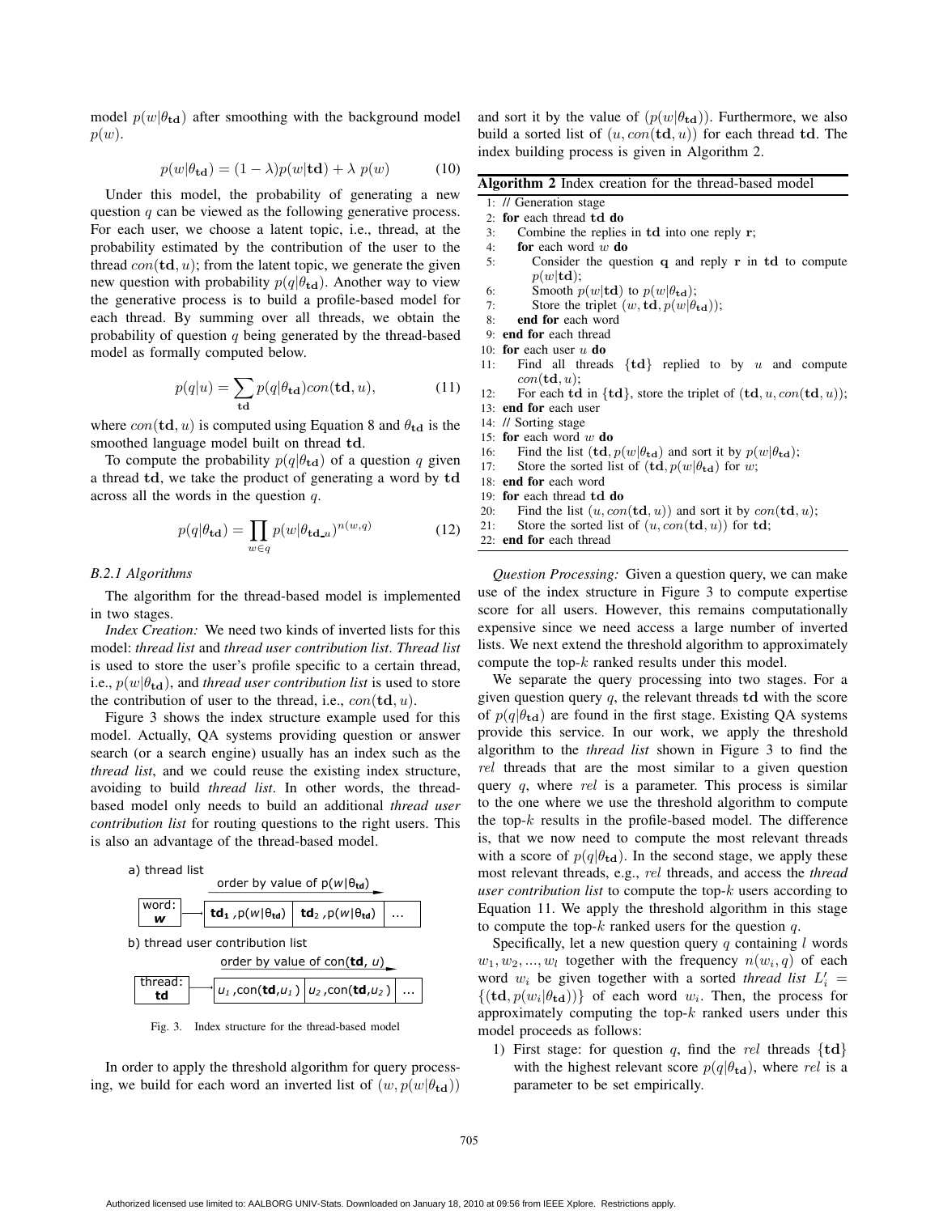model $p(w|\theta_{\mathbf{td}})$ after smoothing with the background model $p(w)$.

$$p(w|\theta_{\mathbf{td}}) = (1-\lambda)p(w|\mathbf{td}) + \lambda \ p(w) \tag{10}$$

Under this model, the probability of generating a new question $q$ can be viewed as the following generative process. For each user, we choose a latent topic, i.e., thread, at the probability estimated by the contribution of the user to the thread $con(\mathbf{td}, u)$; from the latent topic, we generate the given new question with probability $p(q|\theta_{\mathbf{td}})$. Another way to view the generative process is to build a profile-based model for each thread. By summing over all threads, we obtain the probability of question $q$ being generated by the thread-based model as formally computed below.

$$p(q|u) = \sum_{\mathbf{td}} p(q|\theta_{\mathbf{td}})con(\mathbf{td}, u), \tag{11}$$

where $con(\mathbf{td}, u)$ is computed using Equation 8 and $\theta_{\mathbf{td}}$ is the smoothed language model built on thread $\mathbf{td}$.

To compute the probability $p(q|\theta_{\mathbf{td}})$ of a question $q$ given a thread $\mathbf{td}$, we take the product of generating a word by $\mathbf{td}$ across all the words in the question $q$.

$$p(q|\theta_{\mathbf{td}}) = \prod_{w \in q} p(w|\theta_{\mathbf{td}\_u})^{n(w,q)} \tag{12}$$

*B.2.1 Algorithms*

The algorithm for the thread-based model is implemented in two stages.

*Index Creation:* We need two kinds of inverted lists for this model: *thread list* and *thread user contribution list*. *Thread list* is used to store the user's profile specific to a certain thread, i.e., $p(w|\theta_{\mathbf{td}})$, and *thread user contribution list* is used to store the contribution of user to the thread, i.e., $con(\mathbf{td}, u)$.

Figure 3 shows the index structure example used for this model. Actually, QA systems providing question or answer search (or a search engine) usually has an index such as the *thread list*, and we could reuse the existing index structure, avoiding to build *thread list*. In other words, the thread-based model only needs to build an additional *thread user contribution list* for routing questions to the right users. This is also an advantage of the thread-based model.

a) thread list

order by value of $p(w|\theta_{\mathbf{td}})$

word: $w$ → $\mathbf{td}_1, p(w|\theta_{\mathbf{td}})$ | $\mathbf{td}_2, p(w|\theta_{\mathbf{td}})$ | ...

b) thread user contribution list

order by value of $con(\mathbf{td}, u)$

thread: $\mathbf{td}$ → $u_1, con(\mathbf{td}, u_1)$ | $u_2, con(\mathbf{td}, u_2)$ | ...

Fig. 3. Index structure for the thread-based model

In order to apply the threshold algorithm for query processing, we build for each word an inverted list of $(w, p(w|\theta_{\mathbf{td}}))$ and sort it by the value of $(p(w|\theta_{\mathbf{td}}))$. Furthermore, we also build a sorted list of $(u, con(\mathbf{td}, u))$ for each thread $\mathbf{td}$. The index building process is given in Algorithm 2.

**Algorithm 2** Index creation for the thread-based model

```
1: // Generation stage
2: for each thread td do
3:   Combine the replies in td into one reply r;
4:   for each word w do
5:     Consider the question q and reply r in td to compute p(w|td);
6:     Smooth p(w|td) to p(w|θ_td);
7:     Store the triplet (w, td, p(w|θ_td));
8:   end for each word
9: end for each thread
10: for each user u do
11:   Find all threads {td} replied to by u and compute con(td, u);
12:   For each td in {td}, store the triplet of (td, u, con(td, u));
13: end for each user
14: // Sorting stage
15: for each word w do
16:   Find the list (td, p(w|θ_td) and sort it by p(w|θ_td);
17:   Store the sorted list of (td, p(w|θ_td) for w;
18: end for each word
19: for each thread td do
20:   Find the list (u, con(td, u)) and sort it by con(td, u);
21:   Store the sorted list of (u, con(td, u)) for td;
22: end for each thread
```

*Question Processing:* Given a question query, we can make use of the index structure in Figure 3 to compute expertise score for all users. However, this remains computationally expensive since we need access a large number of inverted lists. We next extend the threshold algorithm to approximately compute the top-$k$ ranked results under this model.

We separate the query processing into two stages. For a given question query $q$, the relevant threads $\mathbf{td}$ with the score of $p(q|\theta_{\mathbf{td}})$ are found in the first stage. Existing QA systems provide this service. In our work, we apply the threshold algorithm to the *thread list* shown in Figure 3 to find the $rel$ threads that are the most similar to a given question query $q$, where $rel$ is a parameter. This process is similar to the one where we use the threshold algorithm to compute the top-$k$ results in the profile-based model. The difference is, that we now need to compute the most relevant threads with a score of $p(q|\theta_{\mathbf{td}})$. In the second stage, we apply these most relevant threads, e.g., $rel$ threads, and access the *thread user contribution list* to compute the top-$k$ users according to Equation 11. We apply the threshold algorithm in this stage to compute the top-$k$ ranked users for the question $q$.

Specifically, let a new question query $q$ containing $l$ words $w_1, w_2, ..., w_l$ together with the frequency $n(w_i, q)$ of each word $w_i$ be given together with a sorted *thread list* $L_i' = \{(\mathbf{td}, p(w_i|\theta_{\mathbf{td}}))\}$ of each word $w_i$. Then, the process for approximately computing the top-$k$ ranked users under this model proceeds as follows:

1) First stage: for question $q$, find the $rel$ threads $\{\mathbf{td}\}$ with the highest relevant score $p(q|\theta_{\mathbf{td}})$, where $rel$ is a parameter to be set empirically.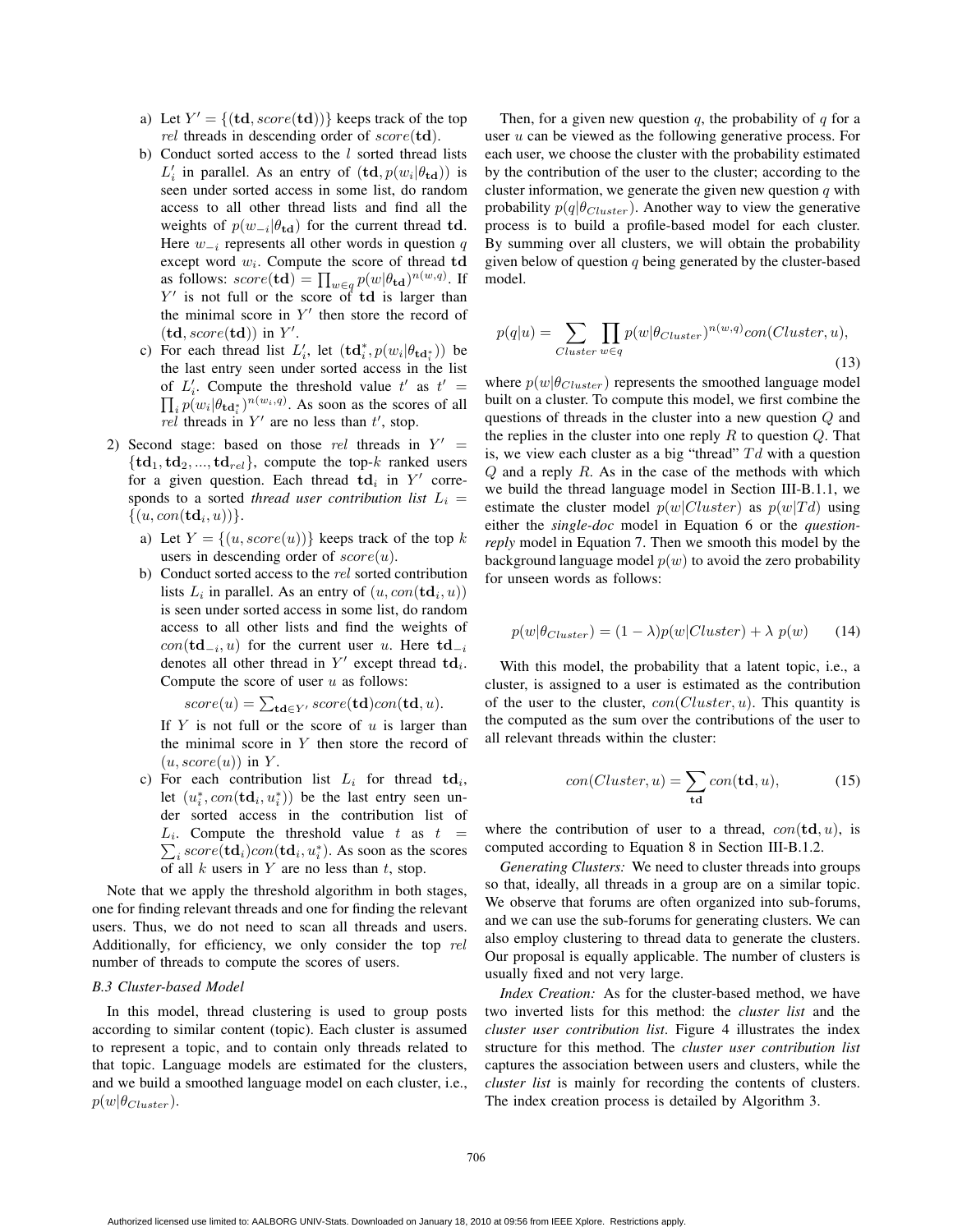a) Let $Y' = \{(\mathbf{td}, score(\mathbf{td}))\}$ keeps track of the top $rel$ threads in descending order of $score(\mathbf{td})$.

b) Conduct sorted access to the $l$ sorted thread lists $L'_i$ in parallel. As an entry of $(\mathbf{td}, p(w_i|\theta_{\mathbf{td}}))$ is seen under sorted access in some list, do random access to all other thread lists and find all the weights of $p(w_{-i}|\theta_{\mathbf{td}})$ for the current thread $\mathbf{td}$. Here $w_{-i}$ represents all other words in question $q$ except word $w_i$. Compute the score of thread $\mathbf{td}$ as follows: $score(\mathbf{td}) = \prod_{w \in q} p(w|\theta_{\mathbf{td}})^{n(w,q)}$. If $Y'$ is not full or the score of $\mathbf{td}$ is larger than the minimal score in $Y'$ then store the record of $(\mathbf{td}, score(\mathbf{td}))$ in $Y'$.

c) For each thread list $L'_i$, let $(\mathbf{td}^*_i, p(w_i|\theta_{\mathbf{td}^*_i}))$ be the last entry seen under sorted access in the list of $L'_i$. Compute the threshold value $t'$ as $t' = \prod_i p(w_i|\theta_{\mathbf{td}^*_i})^{n(w_i,q)}$. As soon as the scores of all $rel$ threads in $Y'$ are no less than $t'$, stop.

2) Second stage: based on those $rel$ threads in $Y' = \{\mathbf{td}_1, \mathbf{td}_2, ..., \mathbf{td}_{rel}\}$, compute the top-$k$ ranked users for a given question. Each thread $\mathbf{td}_i$ in $Y'$ corresponds to a sorted *thread user contribution list* $L_i = \{(u, con(\mathbf{td}_i, u))\}$.

a) Let $Y = \{(u, score(u))\}$ keeps track of the top $k$ users in descending order of $score(u)$.

b) Conduct sorted access to the $rel$ sorted contribution lists $L_i$ in parallel. As an entry of $(u, con(\mathbf{td}_i, u))$ is seen under sorted access in some list, do random access to all other lists and find the weights of $con(\mathbf{td}_{-i}, u)$ for the current user $u$. Here $\mathbf{td}_{-i}$ denotes all other thread in $Y'$ except thread $\mathbf{td}_i$. Compute the score of user $u$ as follows:

$score(u) = \sum_{\mathbf{td} \in Y'} score(\mathbf{td}) con(\mathbf{td}, u)$.

If $Y$ is not full or the score of $u$ is larger than the minimal score in $Y$ then store the record of $(u, score(u))$ in $Y$.

c) For each contribution list $L_i$ for thread $\mathbf{td}_i$, let $(u^*_i, con(\mathbf{td}_i, u^*_i))$ be the last entry seen under sorted access in the contribution list of $L_i$. Compute the threshold value $t$ as $t = \sum_i score(\mathbf{td}_i) con(\mathbf{td}_i, u^*_i)$. As soon as the scores of all $k$ users in $Y$ are no less than $t$, stop.

Note that we apply the threshold algorithm in both stages, one for finding relevant threads and one for finding the relevant users. Thus, we do not need to scan all threads and users. Additionally, for efficiency, we only consider the top $rel$ number of threads to compute the scores of users.

### B.3 Cluster-based Model

In this model, thread clustering is used to group posts according to similar content (topic). Each cluster is assumed to represent a topic, and to contain only threads related to that topic. Language models are estimated for the clusters, and we build a smoothed language model on each cluster, i.e., $p(w|\theta_{Cluster})$.

Then, for a given new question $q$, the probability of $q$ for a user $u$ can be viewed as the following generative process. For each user, we choose the cluster with the probability estimated by the contribution of the user to the cluster; according to the cluster information, we generate the given new question $q$ with probability $p(q|\theta_{Cluster})$. Another way to view the generative process is to build a profile-based model for each cluster. By summing over all clusters, we will obtain the probability given below of question $q$ being generated by the cluster-based model.

$$p(q|u) = \sum_{Cluster} \prod_{w \in q} p(w|\theta_{Cluster})^{n(w,q)} con(Cluster, u), \tag{13}$$

where $p(w|\theta_{Cluster})$ represents the smoothed language model built on a cluster. To compute this model, we first combine the questions of threads in the cluster into a new question $Q$ and the replies in the cluster into one reply $R$ to question $Q$. That is, we view each cluster as a big "thread" $Td$ with a question $Q$ and a reply $R$. As in the case of the methods with which we build the thread language model in Section III-B.1.1, we estimate the cluster model $p(w|Cluster)$ as $p(w|Td)$ using either the ***single-doc*** model in Equation 6 or the ***question-reply*** model in Equation 7. Then we smooth this model by the background language model $p(w)$ to avoid the zero probability for unseen words as follows:

$$p(w|\theta_{Cluster}) = (1 - \lambda) p(w|Cluster) + \lambda \; p(w) \tag{14}$$

With this model, the probability that a latent topic, i.e., a cluster, is assigned to a user is estimated as the contribution of the user to the cluster, $con(Cluster, u)$. This quantity is the computed as the sum over the contributions of the user to all relevant threads within the cluster:

$$con(Cluster, u) = \sum_{\mathbf{td}} con(\mathbf{td}, u), \tag{15}$$

where the contribution of user to a thread, $con(\mathbf{td}, u)$, is computed according to Equation 8 in Section III-B.1.2.

*Generating Clusters:* We need to cluster threads into groups so that, ideally, all threads in a group are on a similar topic. We observe that forums are often organized into sub-forums, and we can use the sub-forums for generating clusters. We can also employ clustering to thread data to generate the clusters. Our proposal is equally applicable. The number of clusters is usually fixed and not very large.

*Index Creation:* As for the cluster-based method, we have two inverted lists for this method: the *cluster list* and the *cluster user contribution list*. Figure 4 illustrates the index structure for this method. The *cluster user contribution list* captures the association between users and clusters, while the *cluster list* is mainly for recording the contents of clusters. The index creation process is detailed by Algorithm 3.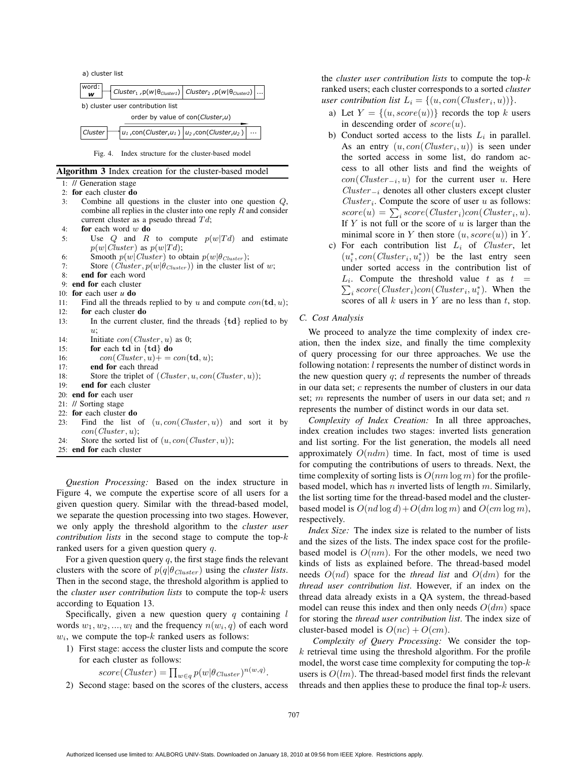a) cluster list

word: **w** → $Cluster_1, p(w|\theta_{Cluster1})$ | $Cluster_2, p(w|\theta_{Cluster2})$ | ...

b) cluster user contribution list

order by value of con(Cluster,u)

Cluster → $u_1$, con(Cluster,$u_1$) | $u_2$, con(Cluster,$u_2$) | ...

Fig. 4. Index structure for the cluster-based model

**Algorithm 3** Index creation for the cluster-based model

```
1: // Generation stage
2: for each cluster do
3:    Combine all questions in the cluster into one question Q,
      combine all replies in the cluster into one reply R and consider
      current cluster as a pseudo thread Td;
4:    for each word w do
5:       Use Q and R to compute p(w|Td) and estimate
         p(w|Cluster) as p(w|Td);
6:       Smooth p(w|Cluster) to obtain p(w|θ_Cluster);
7:       Store (Cluster, p(w|θ_Cluster)) in the cluster list of w;
8:    end for each word
9: end for each cluster
10: for each user u do
11:    Find all the threads replied to by u and compute con(td, u);
12:    for each cluster do
13:       In the current cluster, find the threads {td} replied to by
          u;
14:       Initiate con(Cluster, u) as 0;
15:       for each td in {td} do
16:          con(Cluster, u)+ = con(td, u);
17:       end for each thread
18:       Store the triplet of (Cluster, u, con(Cluster, u));
19:    end for each cluster
20: end for each user
21: // Sorting stage
22: for each cluster do
23:    Find the list of (u, con(Cluster, u)) and sort it by
       con(Cluster, u);
24:    Store the sorted list of (u, con(Cluster, u));
25: end for each cluster
```

*Question Processing:* Based on the index structure in Figure 4, we compute the expertise score of all users for a given question query. Similar with the thread-based model, we separate the question processing into two stages. However, we only apply the threshold algorithm to the *cluster user contribution lists* in the second stage to compute the top-$k$ ranked users for a given question query $q$.

For a given question query $q$, the first stage finds the relevant clusters with the score of $p(q|\theta_{Cluster})$ using the *cluster lists*. Then in the second stage, the threshold algorithm is applied to the *cluster user contribution lists* to compute the top-$k$ users according to Equation 13.

Specifically, given a new question query $q$ containing $l$ words $w_1, w_2, ..., w_l$ and the frequency $n(w_i, q)$ of each word $w_i$, we compute the top-$k$ ranked users as follows:

1) First stage: access the cluster lists and compute the score for each cluster as follows:

$$score(Cluster) = \prod_{w \in q} p(w|\theta_{Cluster})^{n(w,q)}.$$

2) Second stage: based on the scores of the clusters, access the *cluster user contribution lists* to compute the top-$k$ ranked users; each cluster corresponds to a sorted *cluster user contribution list* $L_i = \{(u, con(Cluster_i, u))\}$.

   a) Let $Y = \{(u, score(u))\}$ records the top $k$ users in descending order of $score(u)$.

   b) Conduct sorted access to the lists $L_i$ in parallel. As an entry $(u, con(Cluster_i, u))$ is seen under the sorted access in some list, do random access to all other lists and find the weights of $con(Cluster_{-i}, u)$ for the current user $u$. Here $Cluster_{-i}$ denotes all other clusters except cluster $Cluster_i$. Compute the score of user $u$ as follows: $score(u) = \sum_i score(Cluster_i)con(Cluster_i, u)$. If $Y$ is not full or the score of $u$ is larger than the minimal score in $Y$ then store $(u, score(u))$ in $Y$.

   c) For each contribution list $L_i$ of $Cluster$, let $(u_i^*, con(Cluster_i, u_i^*))$ be the last entry seen under sorted access in the contribution list of $L_i$. Compute the threshold value $t$ as $t = \sum_i score(Cluster_i)con(Cluster_i, u_i^*)$. When the scores of all $k$ users in $Y$ are no less than $t$, stop.

### C. Cost Analysis

We proceed to analyze the time complexity of index creation, then the index size, and finally the time complexity of query processing for our three approaches. We use the following notation: $l$ represents the number of distinct words in the new question query $q$; $d$ represents the number of threads in our data set; $c$ represents the number of clusters in our data set; $m$ represents the number of users in our data set; and $n$ represents the number of distinct words in our data set.

*Complexity of Index Creation:* In all three approaches, index creation includes two stages: inverted lists generation and list sorting. For the list generation, the models all need approximately $O(ndm)$ time. In fact, most of time is used for computing the contributions of users to threads. Next, the time complexity of sorting lists is $O(nm \log m)$ for the profile-based model, which has $n$ inverted lists of length $m$. Similarly, the list sorting time for the thread-based model and the cluster-based model is $O(nd \log d) + O(dm \log m)$ and $O(cm \log m)$, respectively.

*Index Size:* The index size is related to the number of lists and the sizes of the lists. The index space cost for the profile-based model is $O(nm)$. For the other models, we need two kinds of lists as explained before. The thread-based model needs $O(nd)$ space for the *thread list* and $O(dm)$ for the *thread user contribution list*. However, if an index on the thread data already exists in a QA system, the thread-based model can reuse this index and then only needs $O(dm)$ space for storing the *thread user contribution list*. The index size of cluster-based model is $O(nc) + O(cm)$.

*Complexity of Query Processing:* We consider the top-$k$ retrieval time using the threshold algorithm. For the profile model, the worst case time complexity for computing the top-$k$ users is $O(lm)$. The thread-based model first finds the relevant threads and then applies these to produce the final top-$k$ users.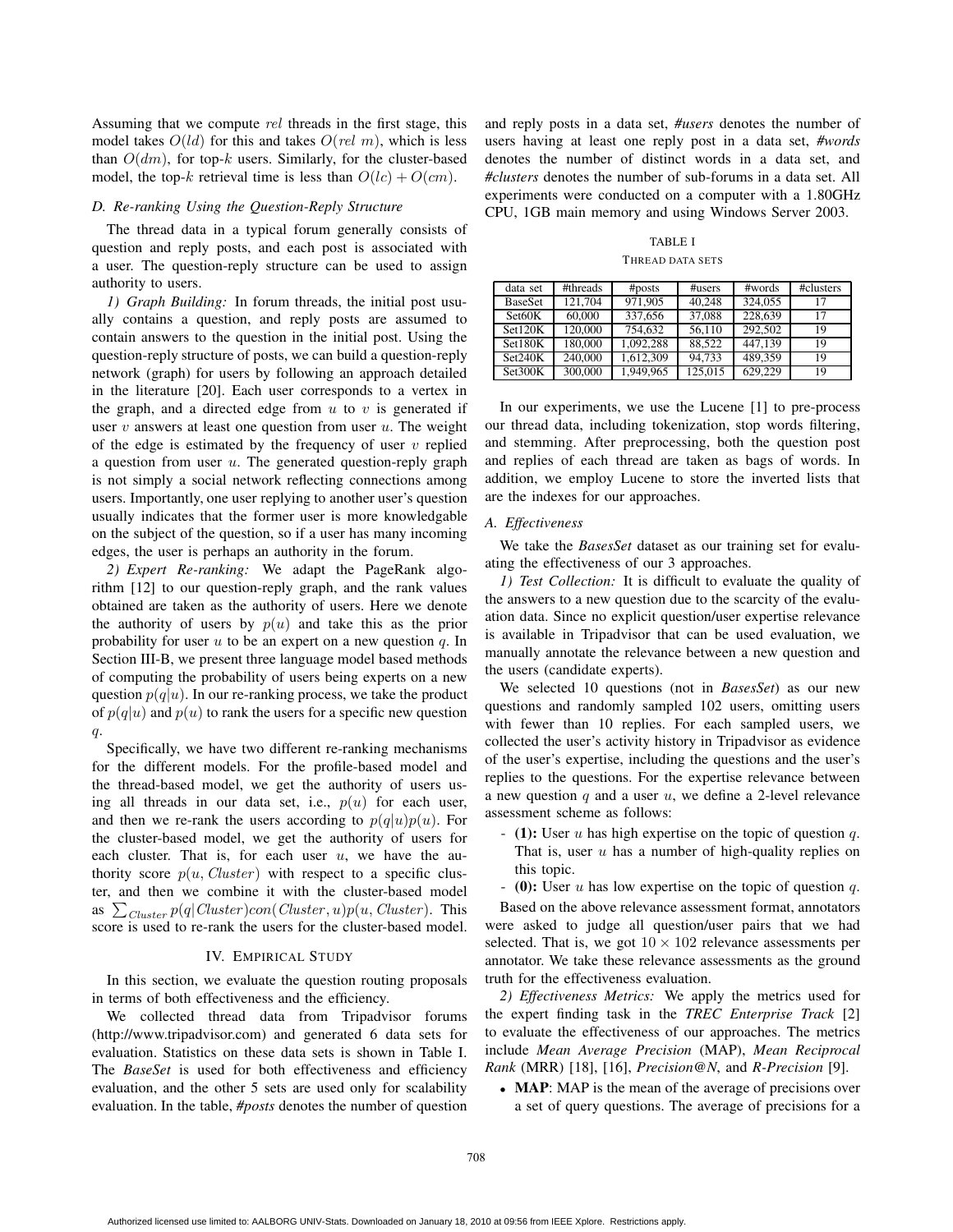Assuming that we compute $rel$ threads in the first stage, this model takes $O(ld)$ for this and takes $O(rel\ m)$, which is less than $O(dm)$, for top-$k$ users. Similarly, for the cluster-based model, the top-$k$ retrieval time is less than $O(lc) + O(cm)$.

### *D. Re-ranking Using the Question-Reply Structure*

The thread data in a typical forum generally consists of question and reply posts, and each post is associated with a user. The question-reply structure can be used to assign authority to users.

*1) Graph Building:* In forum threads, the initial post usually contains a question, and reply posts are assumed to contain answers to the question in the initial post. Using the question-reply structure of posts, we can build a question-reply network (graph) for users by following an approach detailed in the literature [20]. Each user corresponds to a vertex in the graph, and a directed edge from $u$ to $v$ is generated if user $v$ answers at least one question from user $u$. The weight of the edge is estimated by the frequency of user $v$ replied a question from user $u$. The generated question-reply graph is not simply a social network reflecting connections among users. Importantly, one user replying to another user's question usually indicates that the former user is more knowledgable on the subject of the question, so if a user has many incoming edges, the user is perhaps an authority in the forum.

*2) Expert Re-ranking:* We adapt the PageRank algorithm [12] to our question-reply graph, and the rank values obtained are taken as the authority of users. Here we denote the authority of users by $p(u)$ and take this as the prior probability for user $u$ to be an expert on a new question $q$. In Section III-B, we present three language model based methods of computing the probability of users being experts on a new question $p(q|u)$. In our re-ranking process, we take the product of $p(q|u)$ and $p(u)$ to rank the users for a specific new question $q$.

Specifically, we have two different re-ranking mechanisms for the different models. For the profile-based model and the thread-based model, we get the authority of users using all threads in our data set, i.e., $p(u)$ for each user, and then we re-rank the users according to $p(q|u)p(u)$. For the cluster-based model, we get the authority of users for each cluster. That is, for each user $u$, we have the authority score $p(u, Cluster)$ with respect to a specific cluster, and then we combine it with the cluster-based model as $\sum_{Cluster} p(q|Cluster)con(Cluster, u)p(u, Cluster)$. This score is used to re-rank the users for the cluster-based model.

## IV. Empirical Study

In this section, we evaluate the question routing proposals in terms of both effectiveness and the efficiency.

We collected thread data from Tripadvisor forums (http://www.tripadvisor.com) and generated 6 data sets for evaluation. Statistics on these data sets is shown in Table I. The *BaseSet* is used for both effectiveness and efficiency evaluation, and the other 5 sets are used only for scalability evaluation. In the table, *#posts* denotes the number of question and reply posts in a data set, *#users* denotes the number of users having at least one reply post in a data set, *#words* denotes the number of distinct words in a data set, and *#clusters* denotes the number of sub-forums in a data set. All experiments were conducted on a computer with a 1.80GHz CPU, 1GB main memory and using Windows Server 2003.

TABLE I
Thread data sets

| data set | #threads | #posts | #users | #words | #clusters |
|---|---|---|---|---|---|
| BaseSet | 121,704 | 971,905 | 40,248 | 324,055 | 17 |
| Set60K | 60,000 | 337,656 | 37,088 | 228,639 | 17 |
| Set120K | 120,000 | 754,632 | 56,110 | 292,502 | 19 |
| Set180K | 180,000 | 1,092,288 | 88,522 | 447,139 | 19 |
| Set240K | 240,000 | 1,612,309 | 94,733 | 489,359 | 19 |
| Set300K | 300,000 | 1,949,965 | 125,015 | 629,229 | 19 |

In our experiments, we use the Lucene [1] to pre-process our thread data, including tokenization, stop words filtering, and stemming. After preprocessing, both the question post and replies of each thread are taken as bags of words. In addition, we employ Lucene to store the inverted lists that are the indexes for our approaches.

### *A. Effectiveness*

We take the *BasesSet* dataset as our training set for evaluating the effectiveness of our 3 approaches.

*1) Test Collection:* It is difficult to evaluate the quality of the answers to a new question due to the scarcity of the evaluation data. Since no explicit question/user expertise relevance is available in Tripadvisor that can be used evaluation, we manually annotate the relevance between a new question and the users (candidate experts).

We selected 10 questions (not in *BasesSet*) as our new questions and randomly sampled 102 users, omitting users with fewer than 10 replies. For each sampled users, we collected the user's activity history in Tripadvisor as evidence of the user's expertise, including the questions and the user's replies to the questions. For the expertise relevance between a new question $q$ and a user $u$, we define a 2-level relevance assessment scheme as follows:

- **(1):** User $u$ has high expertise on the topic of question $q$. That is, user $u$ has a number of high-quality replies on this topic.
- **(0):** User $u$ has low expertise on the topic of question $q$.

Based on the above relevance assessment format, annotators were asked to judge all question/user pairs that we had selected. That is, we got $10 \times 102$ relevance assessments per annotator. We take these relevance assessments as the ground truth for the effectiveness evaluation.

*2) Effectiveness Metrics:* We apply the metrics used for the expert finding task in the *TREC Enterprise Track* [2] to evaluate the effectiveness of our approaches. The metrics include *Mean Average Precision* (MAP), *Mean Reciprocal Rank* (MRR) [18], [16], *Precision@N*, and *R-Precision* [9].

- **MAP**: MAP is the mean of the average of precisions over a set of query questions. The average of precisions for a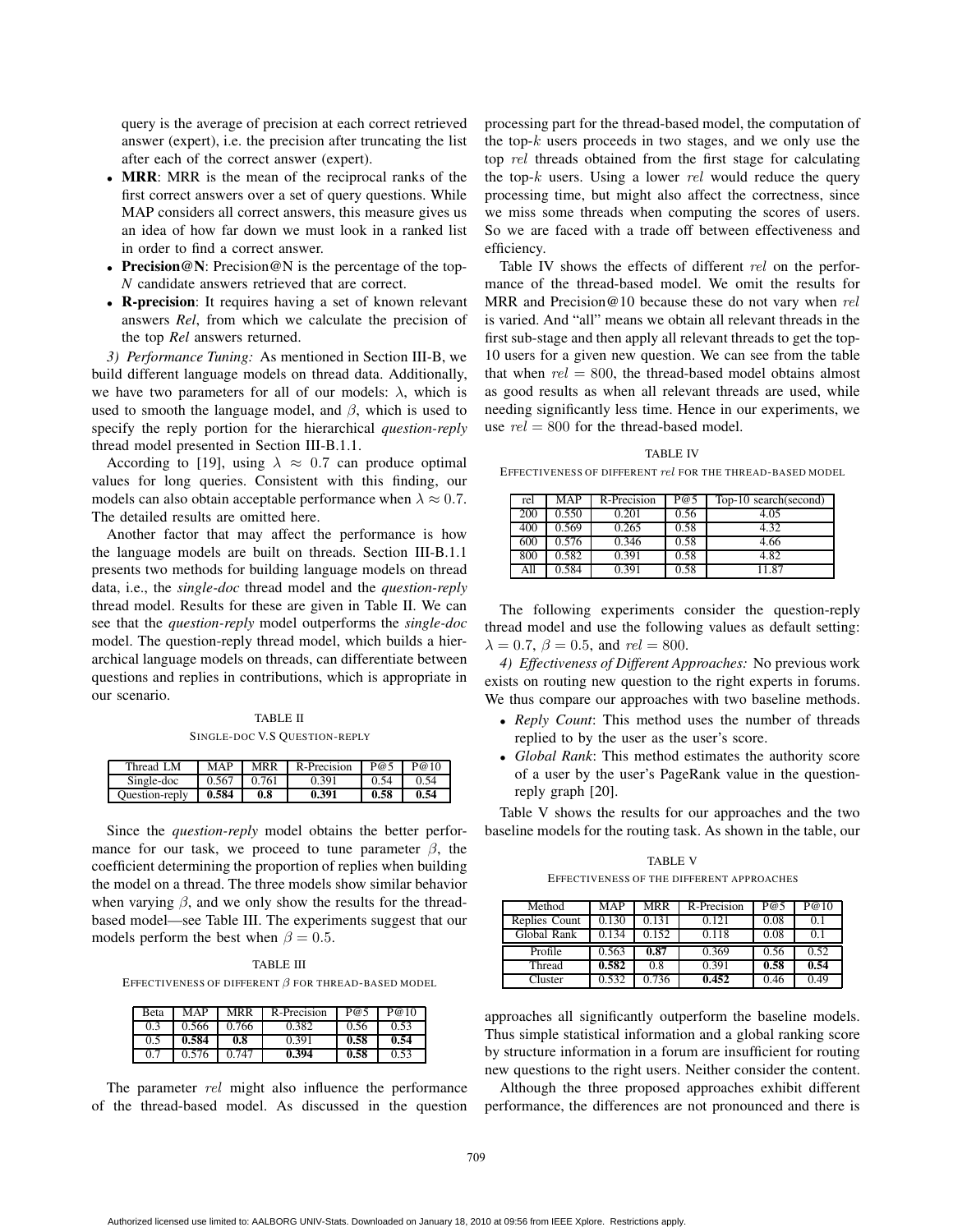query is the average of precision at each correct retrieved answer (expert), i.e. the precision after truncating the list after each of the correct answer (expert).

- **MRR**: MRR is the mean of the reciprocal ranks of the first correct answers over a set of query questions. While MAP considers all correct answers, this measure gives us an idea of how far down we must look in a ranked list in order to find a correct answer.
- **Precision@N**: Precision@N is the percentage of the top-*N* candidate answers retrieved that are correct.
- **R-precision**: It requires having a set of known relevant answers *Rel*, from which we calculate the precision of the top *Rel* answers returned.

*3) Performance Tuning:* As mentioned in Section III-B, we build different language models on thread data. Additionally, we have two parameters for all of our models: $\lambda$, which is used to smooth the language model, and $\beta$, which is used to specify the reply portion for the hierarchical *question-reply* thread model presented in Section III-B.1.1.

According to [19], using $\lambda \approx 0.7$ can produce optimal values for long queries. Consistent with this finding, our models can also obtain acceptable performance when $\lambda \approx 0.7$. The detailed results are omitted here.

Another factor that may affect the performance is how the language models are built on threads. Section III-B.1.1 presents two methods for building language models on thread data, i.e., the *single-doc* thread model and the *question-reply* thread model. Results for these are given in Table II. We can see that the *question-reply* model outperforms the *single-doc* model. The question-reply thread model, which builds a hierarchical language models on threads, can differentiate between questions and replies in contributions, which is appropriate in our scenario.

TABLE II

SINGLE-DOC V.S QUESTION-REPLY

| Thread LM | MAP | MRR | R-Precision | P@5 | P@10 |
|---|---|---|---|---|---|
| Single-doc | 0.567 | 0.761 | 0.391 | 0.54 | 0.54 |
| Question-reply | **0.584** | **0.8** | **0.391** | **0.58** | **0.54** |

Since the *question-reply* model obtains the better performance for our task, we proceed to tune parameter $\beta$, the coefficient determining the proportion of replies when building the model on a thread. The three models show similar behavior when varying $\beta$, and we only show the results for the thread-based model—see Table III. The experiments suggest that our models perform the best when $\beta = 0.5$.

TABLE III

EFFECTIVENESS OF DIFFERENT $\beta$ FOR THREAD-BASED MODEL

| Beta | MAP | MRR | R-Precision | P@5 | P@10 |
|---|---|---|---|---|---|
| 0.3 | 0.566 | 0.766 | 0.382 | 0.56 | 0.53 |
| 0.5 | **0.584** | **0.8** | 0.391 | **0.58** | **0.54** |
| 0.7 | 0.576 | 0.747 | **0.394** | **0.58** | 0.53 |

The parameter $rel$ might also influence the performance of the thread-based model. As discussed in the question processing part for the thread-based model, the computation of the top-$k$ users proceeds in two stages, and we only use the top $rel$ threads obtained from the first stage for calculating the top-$k$ users. Using a lower $rel$ would reduce the query processing time, but might also affect the correctness, since we miss some threads when computing the scores of users. So we are faced with a trade off between effectiveness and efficiency.

Table IV shows the effects of different $rel$ on the performance of the thread-based model. We omit the results for MRR and Precision@10 because these do not vary when $rel$ is varied. And "all" means we obtain all relevant threads in the first sub-stage and then apply all relevant threads to get the top-10 users for a given new question. We can see from the table that when $rel = 800$, the thread-based model obtains almost as good results as when all relevant threads are used, while needing significantly less time. Hence in our experiments, we use $rel = 800$ for the thread-based model.

TABLE IV

EFFECTIVENESS OF DIFFERENT $rel$ FOR THE THREAD-BASED MODEL

| rel | MAP | R-Precision | P@5 | Top-10 search(second) |
|---|---|---|---|---|
| 200 | 0.550 | 0.201 | 0.56 | 4.05 |
| 400 | 0.569 | 0.265 | 0.58 | 4.32 |
| 600 | 0.576 | 0.346 | 0.58 | 4.66 |
| 800 | 0.582 | 0.391 | 0.58 | 4.82 |
| All | 0.584 | 0.391 | 0.58 | 11.87 |

The following experiments consider the question-reply thread model and use the following values as default setting: $\lambda = 0.7$, $\beta = 0.5$, and $rel = 800$.

*4) Effectiveness of Different Approaches:* No previous work exists on routing new question to the right experts in forums. We thus compare our approaches with two baseline methods.

- *Reply Count*: This method uses the number of threads replied to by the user as the user's score.
- *Global Rank*: This method estimates the authority score of a user by the user's PageRank value in the question-reply graph [20].

Table V shows the results for our approaches and the two baseline models for the routing task. As shown in the table, our approaches all significantly outperform the baseline models. Thus simple statistical information and a global ranking score by structure information in a forum are insufficient for routing new questions to the right users. Neither consider the content.

TABLE V

EFFECTIVENESS OF THE DIFFERENT APPROACHES

| Method | MAP | MRR | R-Precision | P@5 | P@10 |
|---|---|---|---|---|---|
| Replies Count | 0.130 | 0.131 | 0.121 | 0.08 | 0.1 |
| Global Rank | 0.134 | 0.152 | 0.118 | 0.08 | 0.1 |
| Profile | 0.563 | **0.87** | 0.369 | 0.56 | 0.52 |
| Thread | **0.582** | 0.8 | 0.391 | **0.58** | **0.54** |
| Cluster | 0.532 | 0.736 | **0.452** | 0.46 | 0.49 |

Although the three proposed approaches exhibit different performance, the differences are not pronounced and there is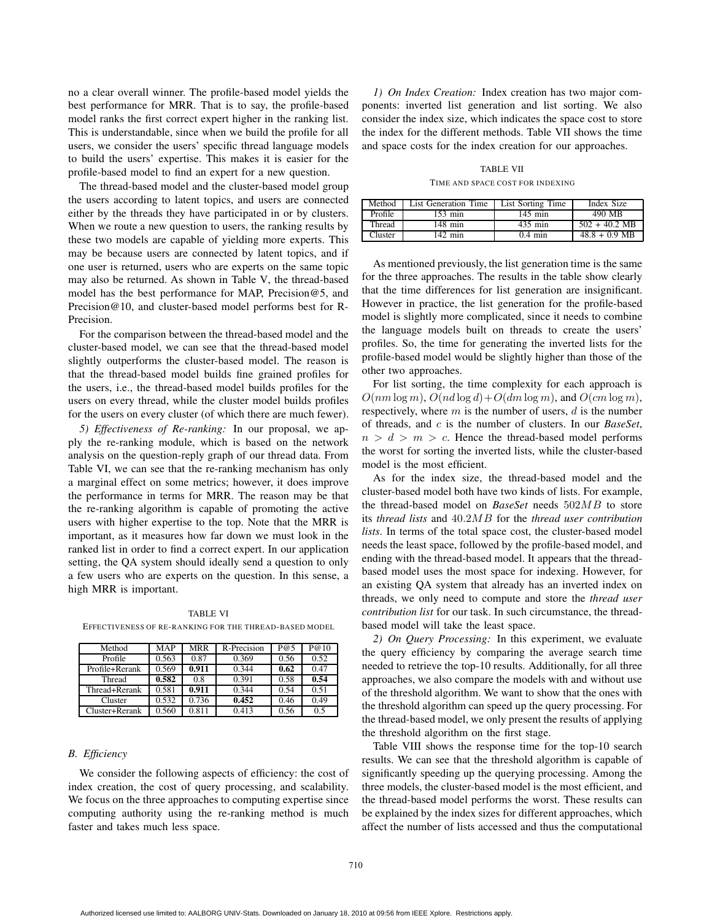no a clear overall winner. The profile-based model yields the best performance for MRR. That is to say, the profile-based model ranks the first correct expert higher in the ranking list. This is understandable, since when we build the profile for all users, we consider the users' specific thread language models to build the users' expertise. This makes it is easier for the profile-based model to find an expert for a new question.

The thread-based model and the cluster-based model group the users according to latent topics, and users are connected either by the threads they have participated in or by clusters. When we route a new question to users, the ranking results by these two models are capable of yielding more experts. This may be because users are connected by latent topics, and if one user is returned, users who are experts on the same topic may also be returned. As shown in Table V, the thread-based model has the best performance for MAP, Precision@5, and Precision@10, and cluster-based model performs best for R-Precision.

For the comparison between the thread-based model and the cluster-based model, we can see that the thread-based model slightly outperforms the cluster-based model. The reason is that the thread-based model builds fine grained profiles for the users, i.e., the thread-based model builds profiles for the users on every thread, while the cluster model builds profiles for the users on every cluster (of which there are much fewer).

*5) Effectiveness of Re-ranking:* In our proposal, we apply the re-ranking module, which is based on the network analysis on the question-reply graph of our thread data. From Table VI, we can see that the re-ranking mechanism has only a marginal effect on some metrics; however, it does improve the performance in terms for MRR. The reason may be that the re-ranking algorithm is capable of promoting the active users with higher expertise to the top. Note that the MRR is important, as it measures how far down we must look in the ranked list in order to find a correct expert. In our application setting, the QA system should ideally send a question to only a few users who are experts on the question. In this sense, a high MRR is important.

TABLE VI
EFFECTIVENESS OF RE-RANKING FOR THE THREAD-BASED MODEL

| Method | MAP | MRR | R-Precision | P@5 | P@10 |
|---|---|---|---|---|---|
| Profile | 0.563 | 0.87 | 0.369 | 0.56 | 0.52 |
| Profile+Rerank | 0.569 | **0.911** | 0.344 | **0.62** | 0.47 |
| Thread | **0.582** | 0.8 | 0.391 | 0.58 | **0.54** |
| Thread+Rerank | 0.581 | **0.911** | 0.344 | 0.54 | 0.51 |
| Cluster | 0.532 | 0.736 | **0.452** | 0.46 | 0.49 |
| Cluster+Rerank | 0.560 | 0.811 | 0.413 | 0.56 | 0.5 |

### B. Efficiency

We consider the following aspects of efficiency: the cost of index creation, the cost of query processing, and scalability. We focus on the three approaches to computing expertise since computing authority using the re-ranking method is much faster and takes much less space.

*1) On Index Creation:* Index creation has two major components: inverted list generation and list sorting. We also consider the index size, which indicates the space cost to store the index for the different methods. Table VII shows the time and space costs for the index creation for our approaches.

TABLE VII
TIME AND SPACE COST FOR INDEXING

| Method | List Generation Time | List Sorting Time | Index Size |
|---|---|---|---|
| Profile | 153 min | 145 min | 490 MB |
| Thread | 148 min | 435 min | 502 + 40.2 MB |
| Cluster | 142 min | 0.4 min | 48.8 + 0.9 MB |

As mentioned previously, the list generation time is the same for the three approaches. The results in the table show clearly that the time differences for list generation are insignificant. However in practice, the list generation for the profile-based model is slightly more complicated, since it needs to combine the language models built on threads to create the users' profiles. So, the time for generating the inverted lists for the profile-based model would be slightly higher than those of the other two approaches.

For list sorting, the time complexity for each approach is $O(nm \log m)$, $O(nd \log d) + O(dm \log m)$, and $O(cm \log m)$, respectively, where $m$ is the number of users, $d$ is the number of threads, and $c$ is the number of clusters. In our ***BaseSet***, $n > d > m > c$. Hence the thread-based model performs the worst for sorting the inverted lists, while the cluster-based model is the most efficient.

As for the index size, the thread-based model and the cluster-based model both have two kinds of lists. For example, the thread-based model on ***BaseSet*** needs $502MB$ to store its *thread lists* and $40.2MB$ for the *thread user contribution lists*. In terms of the total space cost, the cluster-based model needs the least space, followed by the profile-based model, and ending with the thread-based model. It appears that the thread-based model uses the most space for indexing. However, for an existing QA system that already has an inverted index on threads, we only need to compute and store the *thread user contribution list* for our task. In such circumstance, the thread-based model will take the least space.

*2) On Query Processing:* In this experiment, we evaluate the query efficiency by comparing the average search time needed to retrieve the top-10 results. Additionally, for all three approaches, we also compare the models with and without use of the threshold algorithm. We want to show that the ones with the threshold algorithm can speed up the query processing. For the thread-based model, we only present the results of applying the threshold algorithm on the first stage.

Table VIII shows the response time for the top-10 search results. We can see that the threshold algorithm is capable of significantly speeding up the querying processing. Among the three models, the cluster-based model is the most efficient, and the thread-based model performs the worst. These results can be explained by the index sizes for different approaches, which affect the number of lists accessed and thus the computational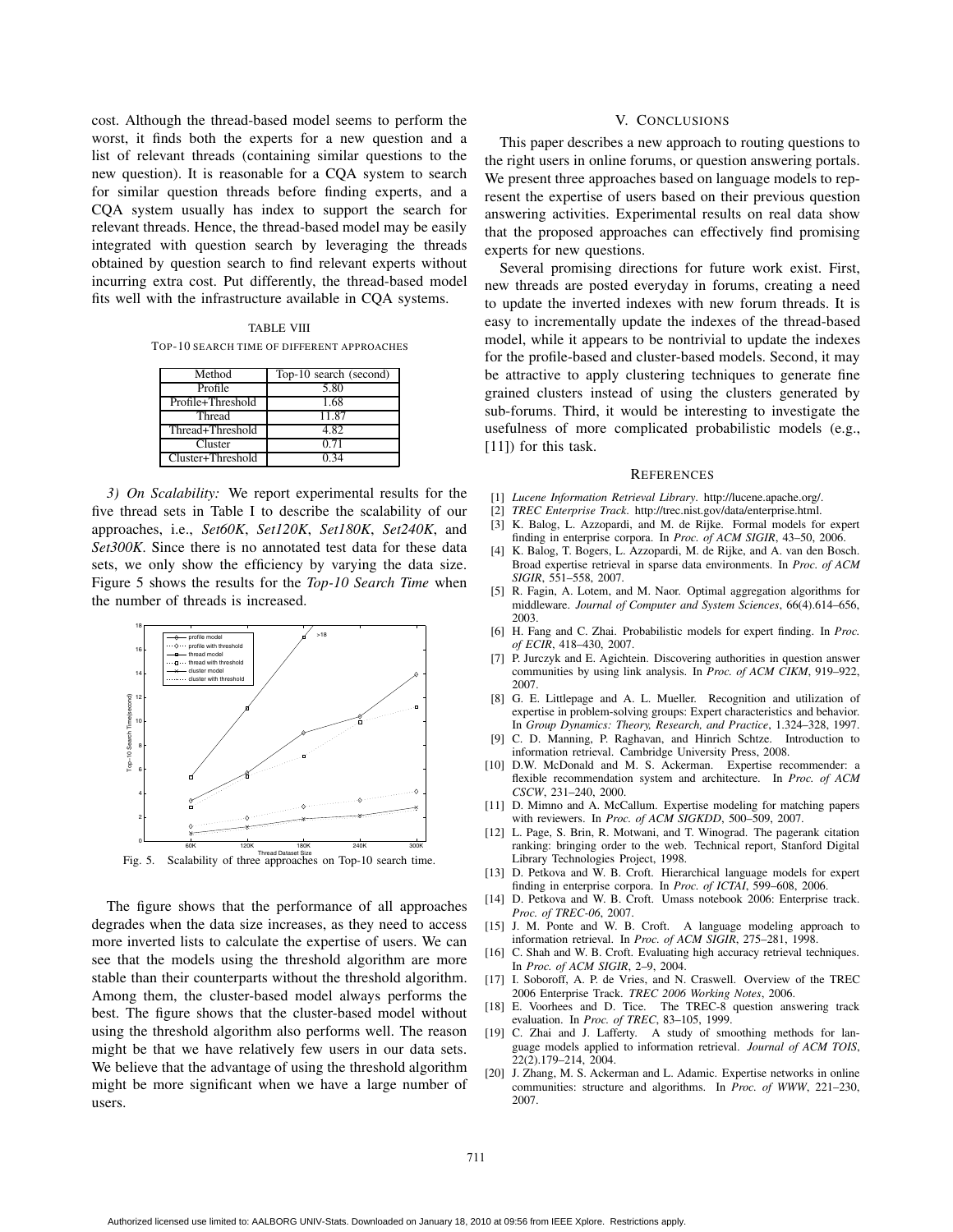cost. Although the thread-based model seems to perform the worst, it finds both the experts for a new question and a list of relevant threads (containing similar questions to the new question). It is reasonable for a CQA system to search for similar question threads before finding experts, and a CQA system usually has index to support the search for relevant threads. Hence, the thread-based model may be easily integrated with question search by leveraging the threads obtained by question search to find relevant experts without incurring extra cost. Put differently, the thread-based model fits well with the infrastructure available in CQA systems.

TABLE VIII
TOP-10 SEARCH TIME OF DIFFERENT APPROACHES

| Method | Top-10 search (second) |
|---|---|
| Profile | 5.80 |
| Profile+Threshold | 1.68 |
| Thread | 11.87 |
| Thread+Threshold | 4.82 |
| Cluster | 0.71 |
| Cluster+Threshold | 0.34 |

*3) On Scalability:* We report experimental results for the five thread sets in Table I to describe the scalability of our approaches, i.e., *Set60K*, *Set120K*, *Set180K*, *Set240K*, and *Set300K*. Since there is no annotated test data for these data sets, we only show the efficiency by varying the data size. Figure 5 shows the results for the *Top-10 Search Time* when the number of threads is increased.

profile model
profile with threshold
thread model
thread with threshold
cluster model
cluster with threshold
>18
Top-10 Search Time(second)
0
2
4
6
8
10
12
14
16
18
60K
120K
180K
240K
300K
Thread Dataset Size

Fig. 5. Scalability of three approaches on Top-10 search time.

The figure shows that the performance of all approaches degrades when the data size increases, as they need to access more inverted lists to calculate the expertise of users. We can see that the models using the threshold algorithm are more stable than their counterparts without the threshold algorithm. Among them, the cluster-based model always performs the best. The figure shows that the cluster-based model without using the threshold algorithm also performs well. The reason might be that we have relatively few users in our data sets. We believe that the advantage of using the threshold algorithm might be more significant when we have a large number of users.

## V. CONCLUSIONS

This paper describes a new approach to routing questions to the right users in online forums, or question answering portals. We present three approaches based on language models to represent the expertise of users based on their previous question answering activities. Experimental results on real data show that the proposed approaches can effectively find promising experts for new questions.

Several promising directions for future work exist. First, new threads are posted everyday in forums, creating a need to update the inverted indexes with new forum threads. It is easy to incrementally update the indexes of the thread-based model, while it appears to be nontrivial to update the indexes for the profile-based and cluster-based models. Second, it may be attractive to apply clustering techniques to generate fine grained clusters instead of using the clusters generated by sub-forums. Third, it would be interesting to investigate the usefulness of more complicated probabilistic models (e.g., [11]) for this task.

## REFERENCES

[1] *Lucene Information Retrieval Library*. http://lucene.apache.org/.
[2] *TREC Enterprise Track*. http://trec.nist.gov/data/enterprise.html.
[3] K. Balog, L. Azzopardi, and M. de Rijke. Formal models for expert finding in enterprise corpora. In *Proc. of ACM SIGIR*, 43–50, 2006.
[4] K. Balog, T. Bogers, L. Azzopardi, M. de Rijke, and A. van den Bosch. Broad expertise retrieval in sparse data environments. In *Proc. of ACM SIGIR*, 551–558, 2007.
[5] R. Fagin, A. Lotem, and M. Naor. Optimal aggregation algorithms for middleware. *Journal of Computer and System Sciences*, 66(4).614–656, 2003.
[6] H. Fang and C. Zhai. Probabilistic models for expert finding. In *Proc. of ECIR*, 418–430, 2007.
[7] P. Jurczyk and E. Agichtein. Discovering authorities in question answer communities by using link analysis. In *Proc. of ACM CIKM*, 919–922, 2007.
[8] G. E. Littlepage and A. L. Mueller. Recognition and utilization of expertise in problem-solving groups: Expert characteristics and behavior. In *Group Dynamics: Theory, Research, and Practice*, 1.324–328, 1997.
[9] C. D. Manning, P. Raghavan, and Hinrich Schtze. Introduction to information retrieval. Cambridge University Press, 2008.
[10] D.W. McDonald and M. S. Ackerman. Expertise recommender: a flexible recommendation system and architecture. In *Proc. of ACM CSCW*, 231–240, 2000.
[11] D. Mimno and A. McCallum. Expertise modeling for matching papers with reviewers. In *Proc. of ACM SIGKDD*, 500–509, 2007.
[12] L. Page, S. Brin, R. Motwani, and T. Winograd. The pagerank citation ranking: bringing order to the web. Technical report, Stanford Digital Library Technologies Project, 1998.
[13] D. Petkova and W. B. Croft. Hierarchical language models for expert finding in enterprise corpora. In *Proc. of ICTAI*, 599–608, 2006.
[14] D. Petkova and W. B. Croft. Umass notebook 2006: Enterprise track. *Proc. of TREC-06*, 2007.
[15] J. M. Ponte and W. B. Croft. A language modeling approach to information retrieval. In *Proc. of ACM SIGIR*, 275–281, 1998.
[16] C. Shah and W. B. Croft. Evaluating high accuracy retrieval techniques. In *Proc. of ACM SIGIR*, 2–9, 2004.
[17] I. Soboroff, A. P. de Vries, and N. Craswell. Overview of the TREC 2006 Enterprise Track. *TREC 2006 Working Notes*, 2006.
[18] E. Voorhees and D. Tice. The TREC-8 question answering track evaluation. In *Proc. of TREC*, 83–105, 1999.
[19] C. Zhai and J. Lafferty. A study of smoothing methods for language models applied to information retrieval. *Journal of ACM TOIS*, 22(2).179–214, 2004.
[20] J. Zhang, M. S. Ackerman and L. Adamic. Expertise networks in online communities: structure and algorithms. In *Proc. of WWW*, 221–230, 2007.